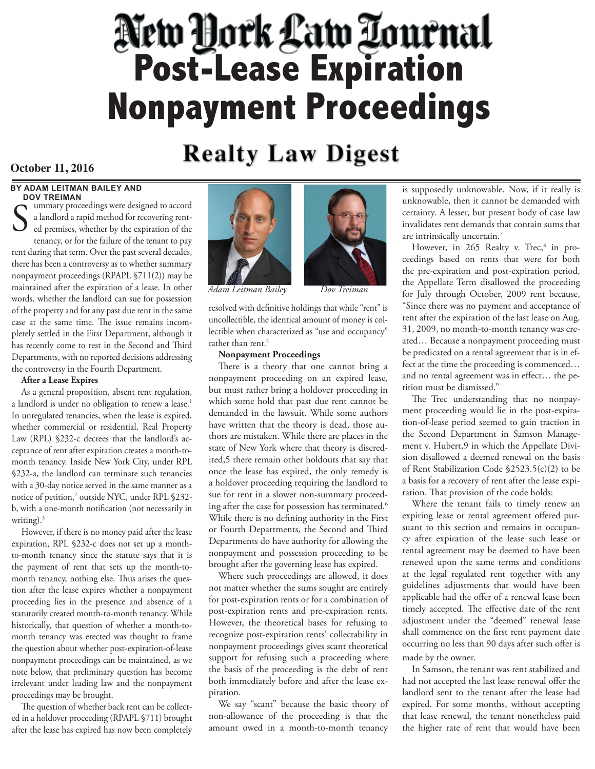# New York Law Journal

# Post-Lease Expiration Nonpayment Proceedings

## Realty Law Digest

**October 11, 2016**

**BY ADAM LEITMAN BAILEY AND DOV TREIMAN**

Summary proceedings were designed to accord a landlord a rapid method for recovering rented premises, whether by the expiration of the tenancy, or for the failure of the tenant to pay rent during that term. Over the past several decades, there has been a controversy as to whether summary nonpayment proceedings (RPAPL §711(2)) may be maintained after the expiration of a lease. In other words, whether the landlord can sue for possession of the property and for any past due rent in the same case at the same time. The issue remains incompletely settled in the First Department, although it has recently come to rest in the Second and Third Departments, with no reported decisions addressing the controversy in the Fourth Department.

*Adam Leitman Bailey* *Dov Treiman*

**After a Lease Expires**

As a general proposition, absent rent regulation, a landlord is under no obligation to renew a lease.[1] In unregulated tenancies, when the lease is expired, whether commercial or residential, Real Property Law (RPL) §232-c decrees that the landlord's acceptance of rent after expiration creates a month-to-month tenancy. Inside New York City, under RPL §232-a, the landlord can terminate such tenancies with a 30-day notice served in the same manner as a notice of petition,[2] outside NYC, under RPL §232-b, with a one-month notification (not necessarily in writing).[3]

However, if there is no money paid after the lease expiration, RPL §232-c does not set up a month-to-month tenancy since the statute says that it is the payment of rent that sets up the month-to-month tenancy, nothing else. Thus arises the question after the lease expires whether a nonpayment proceeding lies in the presence and absence of a statutorily created month-to-month tenancy. While historically, that question of whether a month-to-month tenancy was erected was thought to frame the question about whether post-expiration-of-lease nonpayment proceedings can be maintained, as we note below, that preliminary question has become irrelevant under leading law and the nonpayment proceedings may be brought.

The question of whether back rent can be collected in a holdover proceeding (RPAPL §711) brought after the lease has expired has now been completely resolved with definitive holdings that while "rent" is uncollectible, the identical amount of money is collectible when characterized as "use and occupancy" rather than rent.[4]

**Nonpayment Proceedings**

There is a theory that one cannot bring a nonpayment proceeding on an expired lease, but must rather bring a holdover proceeding in which some hold that past due rent cannot be demanded in the lawsuit. While some authors have written that the theory is dead, those authors are mistaken. While there are places in the state of New York where that theory is discredited,5 there remain other holdouts that say that once the lease has expired, the only remedy is a holdover proceeding requiring the landlord to sue for rent in a slower non-summary proceeding after the case for possession has terminated.[6] While there is no defining authority in the First or Fourth Departments, the Second and Third Departments do have authority for allowing the nonpayment and possession proceeding to be brought after the governing lease has expired.

Where such proceedings are allowed, it does not matter whether the sums sought are entirely for post-expiration rents or for a combination of post-expiration rents and pre-expiration rents. However, the theoretical bases for refusing to recognize post-expiration rents' collectability in nonpayment proceedings gives scant theoretical support for refusing such a proceeding where the basis of the proceeding is the debt of rent both immediately before and after the lease expiration.

We say "scant" because the basic theory of non-allowance of the proceeding is that the amount owed in a month-to-month tenancy is supposedly unknowable. Now, if it really is unknowable, then it cannot be demanded with certainty. A lesser, but present body of case law invalidates rent demands that contain sums that are intrinsically uncertain.[7]

However, in 265 Realty v. Trec,[8] in proceedings based on rents that were for both the pre-expiration and post-expiration period, the Appellate Term disallowed the proceeding for July through October, 2009 rent because, "Since there was no payment and acceptance of rent after the expiration of the last lease on Aug. 31, 2009, no month-to-month tenancy was created… Because a nonpayment proceeding must be predicated on a rental agreement that is in effect at the time the proceeding is commenced… and no rental agreement was in effect… the petition must be dismissed."

The Trec understanding that no nonpayment proceeding would lie in the post-expiration-of-lease period seemed to gain traction in the Second Department in Samson Management v. Hubert,9 in which the Appellate Division disallowed a deemed renewal on the basis of Rent Stabilization Code §2523.5(c)(2) to be a basis for a recovery of rent after the lease expiration. That provision of the code holds:

> Where the tenant fails to timely renew an expiring lease or rental agreement offered pursuant to this section and remains in occupancy after expiration of the lease such lease or rental agreement may be deemed to have been renewed upon the same terms and conditions at the legal regulated rent together with any guidelines adjustments that would have been applicable had the offer of a renewal lease been timely accepted. The effective date of the rent adjustment under the "deemed" renewal lease shall commence on the first rent payment date occurring no less than 90 days after such offer is made by the owner.

In Samson, the tenant was rent stabilized and had not accepted the last lease renewal offer the landlord sent to the tenant after the lease had expired. For some months, without accepting that lease renewal, the tenant nonetheless paid the higher rate of rent that would have been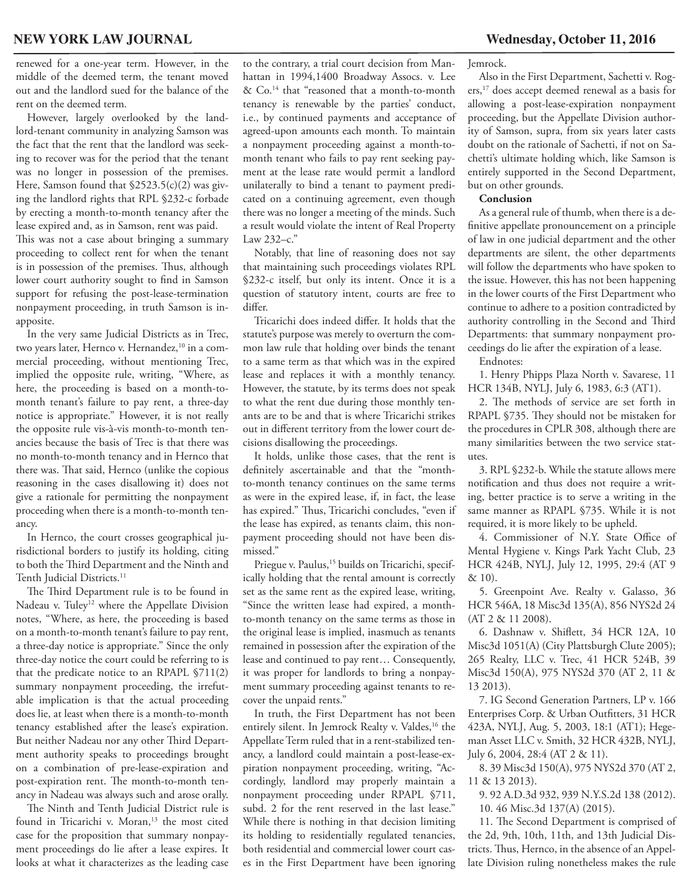renewed for a one-year term. However, in the middle of the deemed term, the tenant moved out and the landlord sued for the balance of the rent on the deemed term.

However, largely overlooked by the landlord-tenant community in analyzing Samson was the fact that the rent that the landlord was seeking to recover was for the period that the tenant was no longer in possession of the premises. Here, Samson found that §2523.5(c)(2) was giving the landlord rights that RPL §232-c forbade by erecting a month-to-month tenancy after the lease expired and, as in Samson, rent was paid. This was not a case about bringing a summary proceeding to collect rent for when the tenant is in possession of the premises. Thus, although lower court authority sought to find in Samson support for refusing the post-lease-termination nonpayment proceeding, in truth Samson is inapposite.

In the very same Judicial Districts as in Trec, two years later, Hernco v. Hernandez,[10] in a commercial proceeding, without mentioning Trec, implied the opposite rule, writing, "Where, as here, the proceeding is based on a month-to-month tenant's failure to pay rent, a three-day notice is appropriate." However, it is not really the opposite rule vis-à-vis month-to-month tenancies because the basis of Trec is that there was no month-to-month tenancy and in Hernco that there was. That said, Hernco (unlike the copious reasoning in the cases disallowing it) does not give a rationale for permitting the nonpayment proceeding when there is a month-to-month tenancy.

In Hernco, the court crosses geographical jurisdictional borders to justify its holding, citing to both the Third Department and the Ninth and Tenth Judicial Districts.[11]

The Third Department rule is to be found in Nadeau v. Tuley[12] where the Appellate Division notes, "Where, as here, the proceeding is based on a month-to-month tenant's failure to pay rent, a three-day notice is appropriate." Since the only three-day notice the court could be referring to is that the predicate notice to an RPAPL §711(2) summary nonpayment proceeding, the irrefutable implication is that the actual proceeding does lie, at least when there is a month-to-month tenancy established after the lease's expiration. But neither Nadeau nor any other Third Department authority speaks to proceedings brought on a combination of pre-lease-expiration and post-expiration rent. The month-to-month tenancy in Nadeau was always such and arose orally.

The Ninth and Tenth Judicial District rule is found in Tricarichi v. Moran,[13] the most cited case for the proposition that summary nonpayment proceedings do lie after a lease expires. It looks at what it characterizes as the leading case to the contrary, a trial court decision from Manhattan in 1994,1400 Broadway Assocs. v. Lee & Co.[14] that "reasoned that a month-to-month tenancy is renewable by the parties' conduct, i.e., by continued payments and acceptance of agreed-upon amounts each month. To maintain a nonpayment proceeding against a month-to-month tenant who fails to pay rent seeking payment at the lease rate would permit a landlord unilaterally to bind a tenant to payment predicated on a continuing agreement, even though there was no longer a meeting of the minds. Such a result would violate the intent of Real Property Law 232–c."

Notably, that line of reasoning does not say that maintaining such proceedings violates RPL §232-c itself, but only its intent. Once it is a question of statutory intent, courts are free to differ.

Tricarichi does indeed differ. It holds that the statute's purpose was merely to overturn the common law rule that holding over binds the tenant to a same term as that which was in the expired lease and replaces it with a monthly tenancy. However, the statute, by its terms does not speak to what the rent due during those monthly tenants are to be and that is where Tricarichi strikes out in different territory from the lower court decisions disallowing the proceedings.

It holds, unlike those cases, that the rent is definitely ascertainable and that the "month-to-month tenancy continues on the same terms as were in the expired lease, if, in fact, the lease has expired." Thus, Tricarichi concludes, "even if the lease has expired, as tenants claim, this nonpayment proceeding should not have been dismissed."

Priegue v. Paulus,[15] builds on Tricarichi, specifically holding that the rental amount is correctly set as the same rent as the expired lease, writing, "Since the written lease had expired, a month-to-month tenancy on the same terms as those in the original lease is implied, inasmuch as tenants remained in possession after the expiration of the lease and continued to pay rent… Consequently, it was proper for landlords to bring a nonpayment summary proceeding against tenants to recover the unpaid rents."

In truth, the First Department has not been entirely silent. In Jemrock Realty v. Valdes,[16] the Appellate Term ruled that in a rent-stabilized tenancy, a landlord could maintain a post-lease-expiration nonpayment proceeding, writing, "Accordingly, landlord may properly maintain a nonpayment proceeding under RPAPL §711, subd. 2 for the rent reserved in the last lease." While there is nothing in that decision limiting its holding to residentially regulated tenancies, both residential and commercial lower court cases in the First Department have been ignoring Jemrock.

Also in the First Department, Sachetti v. Rogers,[17] does accept deemed renewal as a basis for allowing a post-lease-expiration nonpayment proceeding, but the Appellate Division authority of Samson, supra, from six years later casts doubt on the rationale of Sachetti, if not on Sachetti's ultimate holding which, like Samson is entirely supported in the Second Department, but on other grounds.

**Conclusion**

As a general rule of thumb, when there is a definitive appellate pronouncement on a principle of law in one judicial department and the other departments are silent, the other departments will follow the departments who have spoken to the issue. However, this has not been happening in the lower courts of the First Department who continue to adhere to a position contradicted by authority controlling in the Second and Third Departments: that summary nonpayment proceedings do lie after the expiration of a lease.

Endnotes:

1. Henry Phipps Plaza North v. Savarese, 11 HCR 134B, NYLJ, July 6, 1983, 6:3 (AT1).

2. The methods of service are set forth in RPAPL §735. They should not be mistaken for the procedures in CPLR 308, although there are many similarities between the two service statutes.

3. RPL §232-b. While the statute allows mere notification and thus does not require a writing, better practice is to serve a writing in the same manner as RPAPL §735. While it is not required, it is more likely to be upheld.

4. Commissioner of N.Y. State Office of Mental Hygiene v. Kings Park Yacht Club, 23 HCR 424B, NYLJ, July 12, 1995, 29:4 (AT 9 & 10).

5. Greenpoint Ave. Realty v. Galasso, 36 HCR 546A, 18 Misc3d 135(A), 856 NYS2d 24 (AT 2 & 11 2008).

6. Dashnaw v. Shiflett, 34 HCR 12A, 10 Misc3d 1051(A) (City Plattsburgh Clute 2005); 265 Realty, LLC v. Trec, 41 HCR 524B, 39 Misc3d 150(A), 975 NYS2d 370 (AT 2, 11 & 13 2013).

7. IG Second Generation Partners, LP v. 166 Enterprises Corp. & Urban Outfitters, 31 HCR 423A, NYLJ, Aug. 5, 2003, 18:1 (AT1); Hegeman Asset LLC v. Smith, 32 HCR 432B, NYLJ, July 6, 2004, 28:4 (AT 2 & 11).

8. 39 Misc3d 150(A), 975 NYS2d 370 (AT 2, 11 & 13 2013).

9. 92 A.D.3d 932, 939 N.Y.S.2d 138 (2012).

10. 46 Misc.3d 137(A) (2015).

11. The Second Department is comprised of the 2d, 9th, 10th, 11th, and 13th Judicial Districts. Thus, Hernco, in the absence of an Appellate Division ruling nonetheless makes the rule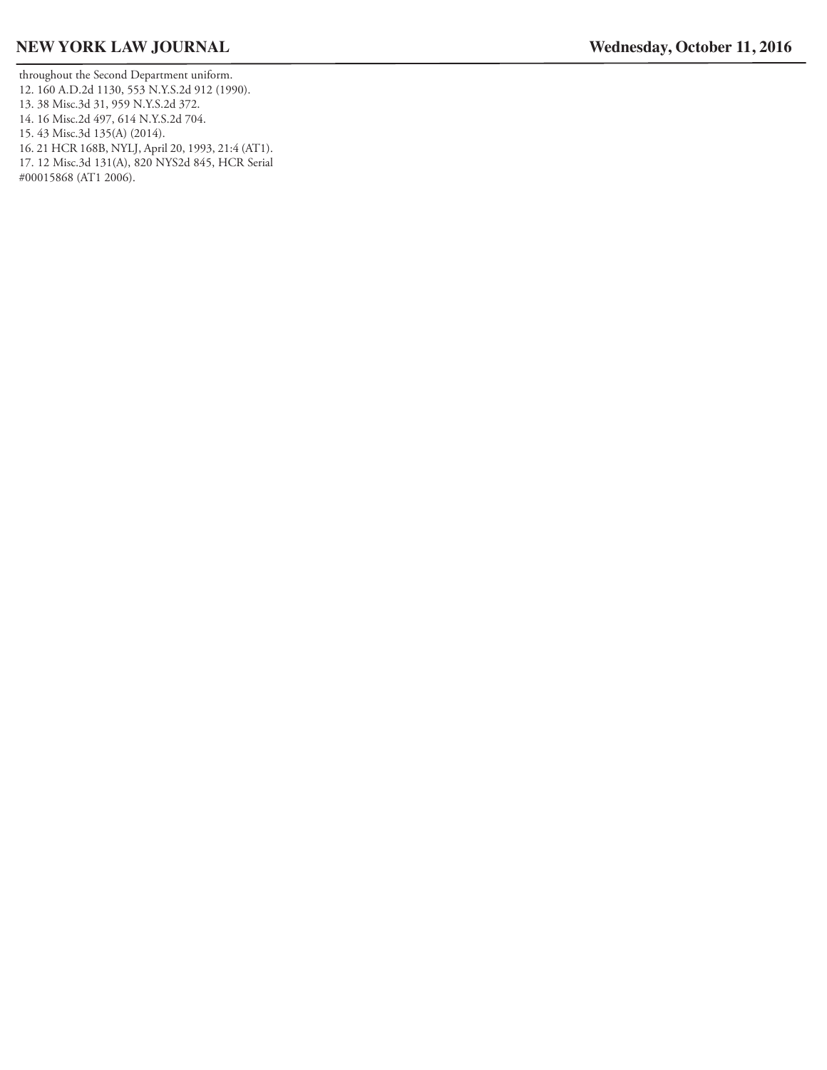throughout the Second Department uniform.

12. 160 A.D.2d 1130, 553 N.Y.S.2d 912 (1990).

13. 38 Misc.3d 31, 959 N.Y.S.2d 372.

14. 16 Misc.2d 497, 614 N.Y.S.2d 704.

15. 43 Misc.3d 135(A) (2014).

16. 21 HCR 168B, NYLJ, April 20, 1993, 21:4 (AT1).

17. 12 Misc.3d 131(A), 820 NYS2d 845, HCR Serial #00015868 (AT1 2006).